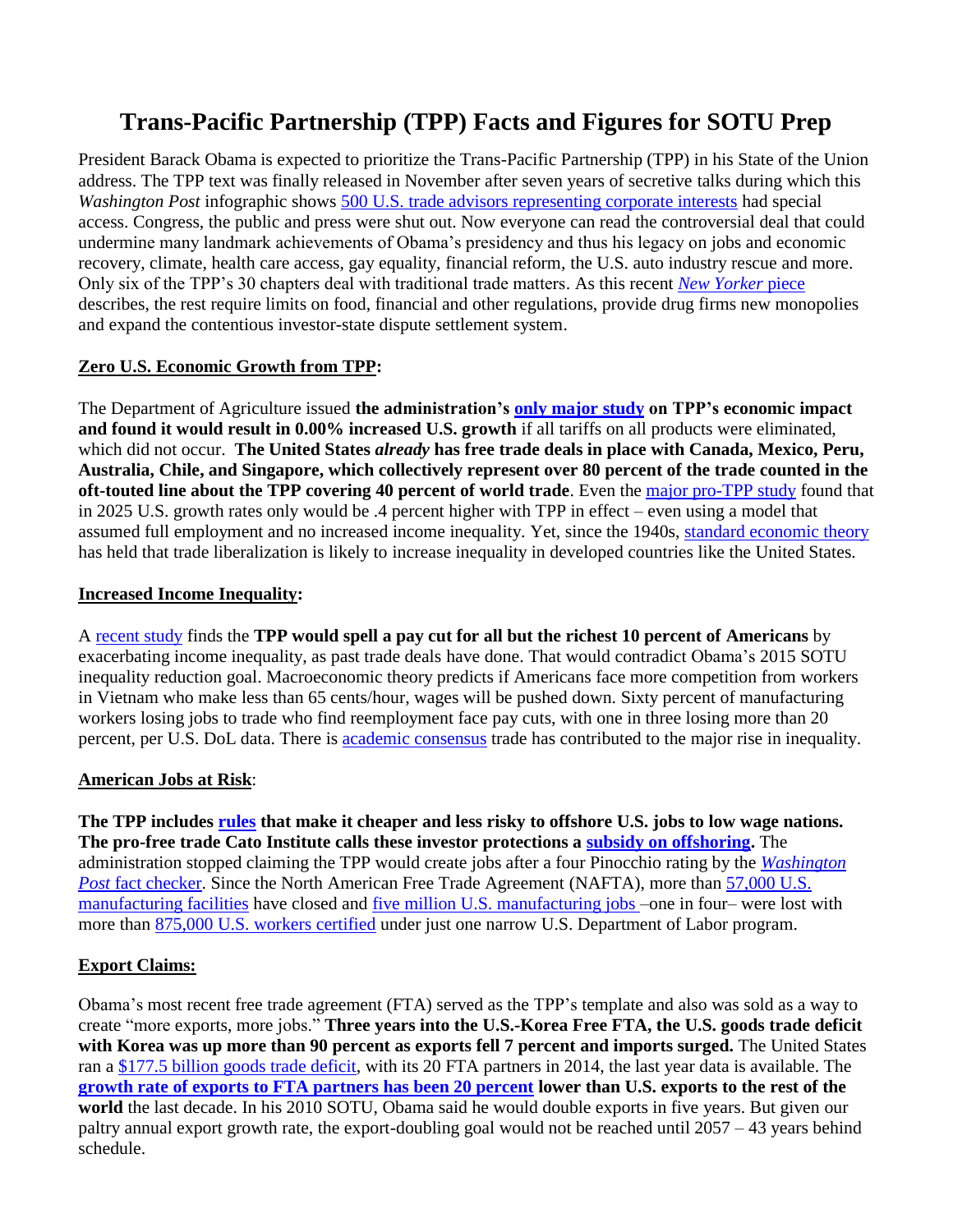# Trans-Pacific Partnership (TPP) Facts and Figures for SOTU Prep

President Barack Obama is expected to prioritize the Trans-Pacific Partnership (TPP) in his State of the Union address. The TPP text was finally released in November after seven years of secretive talks during which this *Washington Post* infographic shows 500 U.S. trade advisors representing corporate interests had special access. Congress, the public and press were shut out. Now everyone can read the controversial deal that could undermine many landmark achievements of Obama's presidency and thus his legacy on jobs and economic recovery, climate, health care access, gay equality, financial reform, the U.S. auto industry rescue and more. Only six of the TPP's 30 chapters deal with traditional trade matters. As this recent *New Yorker* piece describes, the rest require limits on food, financial and other regulations, provide drug firms new monopolies and expand the contentious investor-state dispute settlement system.

## Zero U.S. Economic Growth from TPP:

The Department of Agriculture issued **the administration's only major study on TPP's economic impact and found it would result in 0.00% increased U.S. growth** if all tariffs on all products were eliminated, which did not occur. **The United States *already* has free trade deals in place with Canada, Mexico, Peru, Australia, Chile, and Singapore, which collectively represent over 80 percent of the trade counted in the oft-touted line about the TPP covering 40 percent of world trade**. Even the major pro-TPP study found that in 2025 U.S. growth rates only would be .4 percent higher with TPP in effect – even using a model that assumed full employment and no increased income inequality. Yet, since the 1940s, standard economic theory has held that trade liberalization is likely to increase inequality in developed countries like the United States.

## Increased Income Inequality:

A recent study finds the **TPP would spell a pay cut for all but the richest 10 percent of Americans** by exacerbating income inequality, as past trade deals have done. That would contradict Obama's 2015 SOTU inequality reduction goal. Macroeconomic theory predicts if Americans face more competition from workers in Vietnam who make less than 65 cents/hour, wages will be pushed down. Sixty percent of manufacturing workers losing jobs to trade who find reemployment face pay cuts, with one in three losing more than 20 percent, per U.S. DoL data. There is academic consensus trade has contributed to the major rise in inequality.

## American Jobs at Risk:

**The TPP includes rules that make it cheaper and less risky to offshore U.S. jobs to low wage nations. The pro-free trade Cato Institute calls these investor protections a subsidy on offshoring.** The administration stopped claiming the TPP would create jobs after a four Pinocchio rating by the *Washington Post* fact checker. Since the North American Free Trade Agreement (NAFTA), more than 57,000 U.S. manufacturing facilities have closed and five million U.S. manufacturing jobs –one in four– were lost with more than 875,000 U.S. workers certified under just one narrow U.S. Department of Labor program.

## Export Claims:

Obama's most recent free trade agreement (FTA) served as the TPP's template and also was sold as a way to create "more exports, more jobs." **Three years into the U.S.-Korea Free FTA, the U.S. goods trade deficit with Korea was up more than 90 percent as exports fell 7 percent and imports surged.** The United States ran a $177.5 billion goods trade deficit, with its 20 FTA partners in 2014, the last year data is available. The **growth rate of exports to FTA partners has been 20 percent lower than U.S. exports to the rest of the world** the last decade. In his 2010 SOTU, Obama said he would double exports in five years. But given our paltry annual export growth rate, the export-doubling goal would not be reached until 2057 – 43 years behind schedule.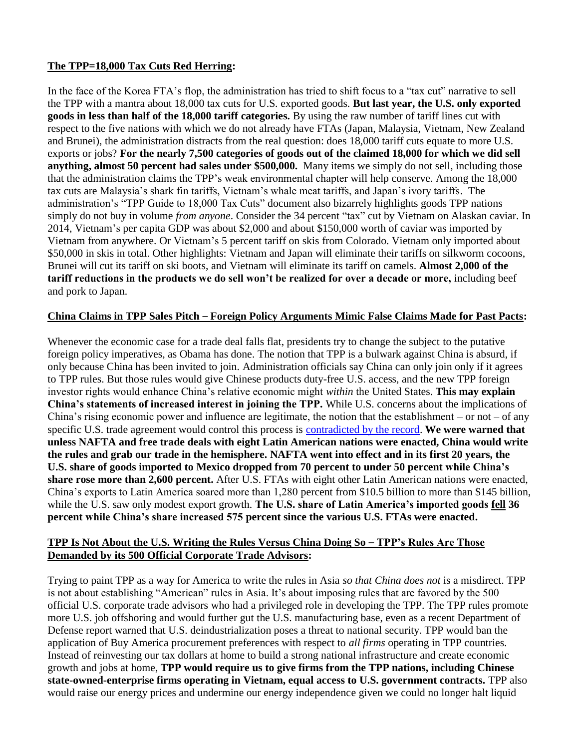**<u>The TPP=18,000 Tax Cuts Red Herring</u>:**

In the face of the Korea FTA's flop, the administration has tried to shift focus to a "tax cut" narrative to sell the TPP with a mantra about 18,000 tax cuts for U.S. exported goods. **But last year, the U.S. only exported goods in less than half of the 18,000 tariff categories.** By using the raw number of tariff lines cut with respect to the five nations with which we do not already have FTAs (Japan, Malaysia, Vietnam, New Zealand and Brunei), the administration distracts from the real question: does 18,000 tariff cuts equate to more U.S. exports or jobs? **For the nearly 7,500 categories of goods out of the claimed 18,000 for which we did sell anything, almost 50 percent had sales under $500,000.** Many items we simply do not sell, including those that the administration claims the TPP's weak environmental chapter will help conserve. Among the 18,000 tax cuts are Malaysia's shark fin tariffs, Vietnam's whale meat tariffs, and Japan's ivory tariffs. The administration's "TPP Guide to 18,000 Tax Cuts" document also bizarrely highlights goods TPP nations simply do not buy in volume *from anyone*. Consider the 34 percent "tax" cut by Vietnam on Alaskan caviar. In 2014, Vietnam's per capita GDP was about $2,000 and about $150,000 worth of caviar was imported by Vietnam from anywhere. Or Vietnam's 5 percent tariff on skis from Colorado. Vietnam only imported about $50,000 in skis in total. Other highlights: Vietnam and Japan will eliminate their tariffs on silkworm cocoons, Brunei will cut its tariff on ski boots, and Vietnam will eliminate its tariff on camels. **Almost 2,000 of the tariff reductions in the products we do sell won't be realized for over a decade or more,** including beef and pork to Japan.

**<u>China Claims in TPP Sales Pitch – Foreign Policy Arguments Mimic False Claims Made for Past Pacts</u>:**

Whenever the economic case for a trade deal falls flat, presidents try to change the subject to the putative foreign policy imperatives, as Obama has done. The notion that TPP is a bulwark against China is absurd, if only because China has been invited to join. Administration officials say China can only join only if it agrees to TPP rules. But those rules would give Chinese products duty-free U.S. access, and the new TPP foreign investor rights would enhance China's relative economic might *within* the United States. **This may explain China's statements of increased interest in joining the TPP.** While U.S. concerns about the implications of China's rising economic power and influence are legitimate, the notion that the establishment – or not – of any specific U.S. trade agreement would control this process is contradicted by the record. **We were warned that unless NAFTA and free trade deals with eight Latin American nations were enacted, China would write the rules and grab our trade in the hemisphere. NAFTA went into effect and in its first 20 years, the U.S. share of goods imported to Mexico dropped from 70 percent to under 50 percent while China's share rose more than 2,600 percent.** After U.S. FTAs with eight other Latin American nations were enacted, China's exports to Latin America soared more than 1,280 percent from $10.5 billion to more than $145 billion, while the U.S. saw only modest export growth. **The U.S. share of Latin America's imported goods <u>fell</u> 36 percent while China's share increased 575 percent since the various U.S. FTAs were enacted.**

**<u>TPP Is Not About the U.S. Writing the Rules Versus China Doing So – TPP's Rules Are Those Demanded by its 500 Official Corporate Trade Advisors</u>:**

Trying to paint TPP as a way for America to write the rules in Asia *so that China does not* is a misdirect. TPP is not about establishing "American" rules in Asia. It's about imposing rules that are favored by the 500 official U.S. corporate trade advisors who had a privileged role in developing the TPP. The TPP rules promote more U.S. job offshoring and would further gut the U.S. manufacturing base, even as a recent Department of Defense report warned that U.S. deindustrialization poses a threat to national security. TPP would ban the application of Buy America procurement preferences with respect to *all firms* operating in TPP countries. Instead of reinvesting our tax dollars at home to build a strong national infrastructure and create economic growth and jobs at home, **TPP would require us to give firms from the TPP nations, including Chinese state-owned-enterprise firms operating in Vietnam, equal access to U.S. government contracts.** TPP also would raise our energy prices and undermine our energy independence given we could no longer halt liquid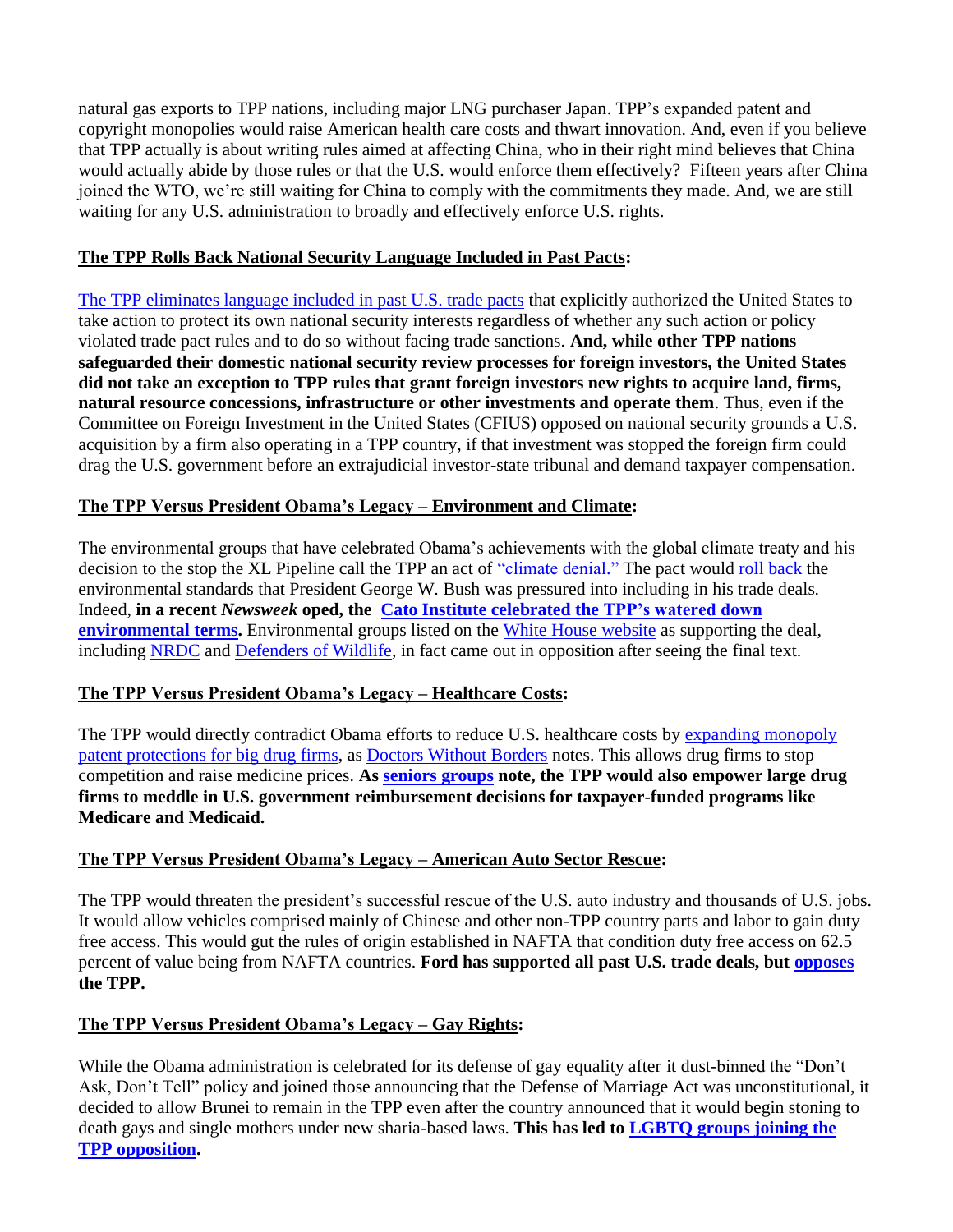natural gas exports to TPP nations, including major LNG purchaser Japan. TPP's expanded patent and copyright monopolies would raise American health care costs and thwart innovation. And, even if you believe that TPP actually is about writing rules aimed at affecting China, who in their right mind believes that China would actually abide by those rules or that the U.S. would enforce them effectively? Fifteen years after China joined the WTO, we're still waiting for China to comply with the commitments they made. And, we are still waiting for any U.S. administration to broadly and effectively enforce U.S. rights.

**The TPP Rolls Back National Security Language Included in Past Pacts:**

The TPP eliminates language included in past U.S. trade pacts that explicitly authorized the United States to take action to protect its own national security interests regardless of whether any such action or policy violated trade pact rules and to do so without facing trade sanctions. **And, while other TPP nations safeguarded their domestic national security review processes for foreign investors, the United States did not take an exception to TPP rules that grant foreign investors new rights to acquire land, firms, natural resource concessions, infrastructure or other investments and operate them**. Thus, even if the Committee on Foreign Investment in the United States (CFIUS) opposed on national security grounds a U.S. acquisition by a firm also operating in a TPP country, if that investment was stopped the foreign firm could drag the U.S. government before an extrajudicial investor-state tribunal and demand taxpayer compensation.

**The TPP Versus President Obama's Legacy – Environment and Climate:**

The environmental groups that have celebrated Obama's achievements with the global climate treaty and his decision to the stop the XL Pipeline call the TPP an act of "climate denial." The pact would roll back the environmental standards that President George W. Bush was pressured into including in his trade deals. Indeed, **in a recent *Newsweek* oped, the Cato Institute celebrated the TPP's watered down environmental terms.** Environmental groups listed on the White House website as supporting the deal, including NRDC and Defenders of Wildlife, in fact came out in opposition after seeing the final text.

**The TPP Versus President Obama's Legacy – Healthcare Costs:**

The TPP would directly contradict Obama efforts to reduce U.S. healthcare costs by expanding monopoly patent protections for big drug firms, as Doctors Without Borders notes. This allows drug firms to stop competition and raise medicine prices. **As seniors groups note, the TPP would also empower large drug firms to meddle in U.S. government reimbursement decisions for taxpayer-funded programs like Medicare and Medicaid.**

**The TPP Versus President Obama's Legacy – American Auto Sector Rescue:**

The TPP would threaten the president's successful rescue of the U.S. auto industry and thousands of U.S. jobs. It would allow vehicles comprised mainly of Chinese and other non-TPP country parts and labor to gain duty free access. This would gut the rules of origin established in NAFTA that condition duty free access on 62.5 percent of value being from NAFTA countries. **Ford has supported all past U.S. trade deals, but opposes the TPP.**

**The TPP Versus President Obama's Legacy – Gay Rights:**

While the Obama administration is celebrated for its defense of gay equality after it dust-binned the "Don't Ask, Don't Tell" policy and joined those announcing that the Defense of Marriage Act was unconstitutional, it decided to allow Brunei to remain in the TPP even after the country announced that it would begin stoning to death gays and single mothers under new sharia-based laws. **This has led to LGBTQ groups joining the TPP opposition.**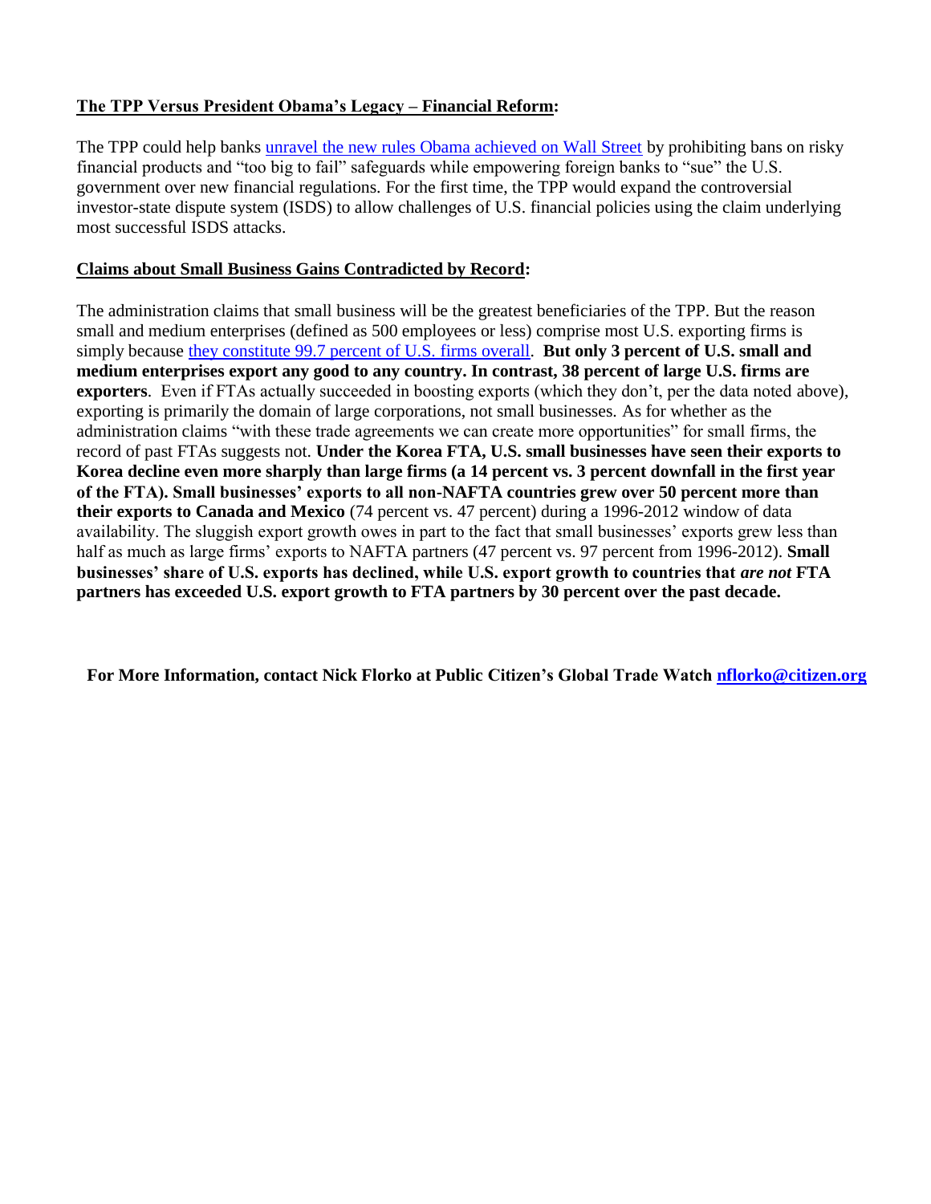**The TPP Versus President Obama's Legacy – Financial Reform:**

The TPP could help banks unravel the new rules Obama achieved on Wall Street by prohibiting bans on risky financial products and "too big to fail" safeguards while empowering foreign banks to "sue" the U.S. government over new financial regulations. For the first time, the TPP would expand the controversial investor-state dispute system (ISDS) to allow challenges of U.S. financial policies using the claim underlying most successful ISDS attacks.

**Claims about Small Business Gains Contradicted by Record:**

The administration claims that small business will be the greatest beneficiaries of the TPP. But the reason small and medium enterprises (defined as 500 employees or less) comprise most U.S. exporting firms is simply because they constitute 99.7 percent of U.S. firms overall. **But only 3 percent of U.S. small and medium enterprises export any good to any country. In contrast, 38 percent of large U.S. firms are exporters**. Even if FTAs actually succeeded in boosting exports (which they don't, per the data noted above), exporting is primarily the domain of large corporations, not small businesses. As for whether as the administration claims "with these trade agreements we can create more opportunities" for small firms, the record of past FTAs suggests not. **Under the Korea FTA, U.S. small businesses have seen their exports to Korea decline even more sharply than large firms (a 14 percent vs. 3 percent downfall in the first year of the FTA). Small businesses' exports to all non-NAFTA countries grew over 50 percent more than their exports to Canada and Mexico** (74 percent vs. 47 percent) during a 1996-2012 window of data availability. The sluggish export growth owes in part to the fact that small businesses' exports grew less than half as much as large firms' exports to NAFTA partners (47 percent vs. 97 percent from 1996-2012). **Small businesses' share of U.S. exports has declined, while U.S. export growth to countries that *are not* FTA partners has exceeded U.S. export growth to FTA partners by 30 percent over the past decade.**

**For More Information, contact Nick Florko at Public Citizen's Global Trade Watch nflorko@citizen.org**